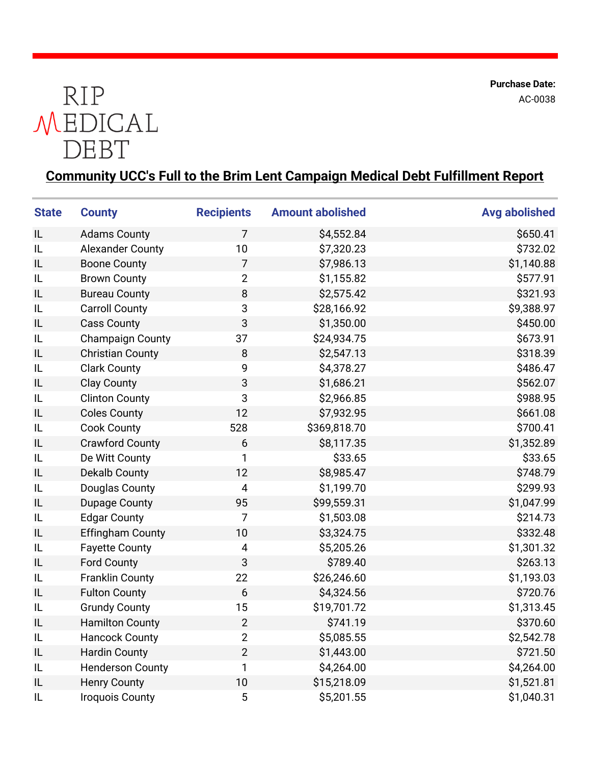RIP MEDICAL DEBT

**Purchase Date:**
AC-0038

## Community UCC's Full to the Brim Lent Campaign Medical Debt Fulfillment Report

| State | County | Recipients | Amount abolished | Avg abolished |
|---|---|---|---|---|
| IL | Adams County | 7 | $4,552.84 | $650.41 |
| IL | Alexander County | 10 | $7,320.23 | $732.02 |
| IL | Boone County | 7 | $7,986.13 | $1,140.88 |
| IL | Brown County | 2 | $1,155.82 | $577.91 |
| IL | Bureau County | 8 | $2,575.42 | $321.93 |
| IL | Carroll County | 3 | $28,166.92 | $9,388.97 |
| IL | Cass County | 3 | $1,350.00 | $450.00 |
| IL | Champaign County | 37 | $24,934.75 | $673.91 |
| IL | Christian County | 8 | $2,547.13 | $318.39 |
| IL | Clark County | 9 | $4,378.27 | $486.47 |
| IL | Clay County | 3 | $1,686.21 | $562.07 |
| IL | Clinton County | 3 | $2,966.85 | $988.95 |
| IL | Coles County | 12 | $7,932.95 | $661.08 |
| IL | Cook County | 528 | $369,818.70 | $700.41 |
| IL | Crawford County | 6 | $8,117.35 | $1,352.89 |
| IL | De Witt County | 1 | $33.65 | $33.65 |
| IL | Dekalb County | 12 | $8,985.47 | $748.79 |
| IL | Douglas County | 4 | $1,199.70 | $299.93 |
| IL | Dupage County | 95 | $99,559.31 | $1,047.99 |
| IL | Edgar County | 7 | $1,503.08 | $214.73 |
| IL | Effingham County | 10 | $3,324.75 | $332.48 |
| IL | Fayette County | 4 | $5,205.26 | $1,301.32 |
| IL | Ford County | 3 | $789.40 | $263.13 |
| IL | Franklin County | 22 | $26,246.60 | $1,193.03 |
| IL | Fulton County | 6 | $4,324.56 | $720.76 |
| IL | Grundy County | 15 | $19,701.72 | $1,313.45 |
| IL | Hamilton County | 2 | $741.19 | $370.60 |
| IL | Hancock County | 2 | $5,085.55 | $2,542.78 |
| IL | Hardin County | 2 | $1,443.00 | $721.50 |
| IL | Henderson County | 1 | $4,264.00 | $4,264.00 |
| IL | Henry County | 10 | $15,218.09 | $1,521.81 |
| IL | Iroquois County | 5 | $5,201.55 | $1,040.31 |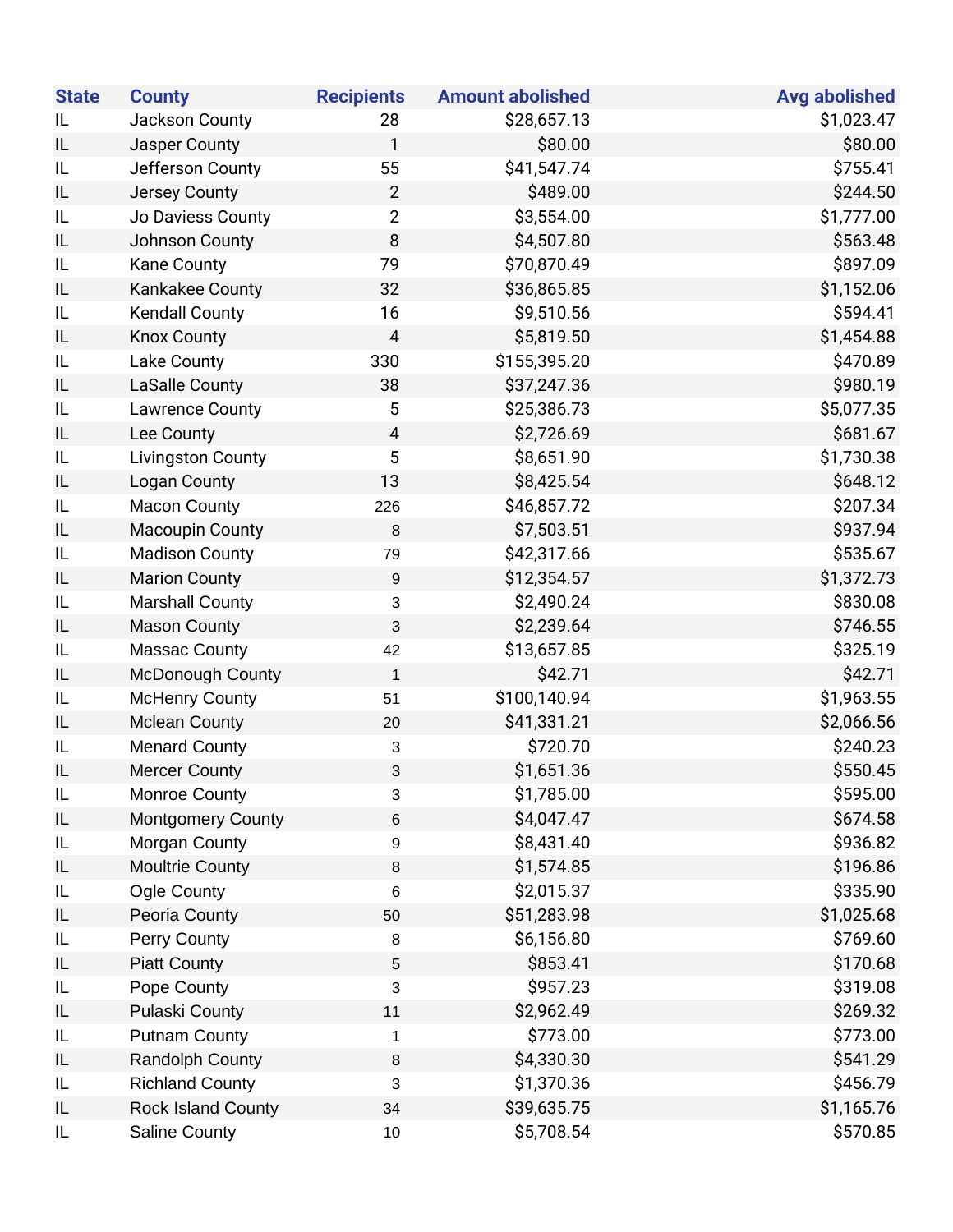| State | County | Recipients | Amount abolished | Avg abolished |
|---|---|---|---|---|
| IL | Jackson County | 28 | $28,657.13 | $1,023.47 |
| IL | Jasper County | 1 | $80.00 | $80.00 |
| IL | Jefferson County | 55 | $41,547.74 | $755.41 |
| IL | Jersey County | 2 | $489.00 | $244.50 |
| IL | Jo Daviess County | 2 | $3,554.00 | $1,777.00 |
| IL | Johnson County | 8 | $4,507.80 | $563.48 |
| IL | Kane County | 79 | $70,870.49 | $897.09 |
| IL | Kankakee County | 32 | $36,865.85 | $1,152.06 |
| IL | Kendall County | 16 | $9,510.56 | $594.41 |
| IL | Knox County | 4 | $5,819.50 | $1,454.88 |
| IL | Lake County | 330 | $155,395.20 | $470.89 |
| IL | LaSalle County | 38 | $37,247.36 | $980.19 |
| IL | Lawrence County | 5 | $25,386.73 | $5,077.35 |
| IL | Lee County | 4 | $2,726.69 | $681.67 |
| IL | Livingston County | 5 | $8,651.90 | $1,730.38 |
| IL | Logan County | 13 | $8,425.54 | $648.12 |
| IL | Macon County | 226 | $46,857.72 | $207.34 |
| IL | Macoupin County | 8 | $7,503.51 | $937.94 |
| IL | Madison County | 79 | $42,317.66 | $535.67 |
| IL | Marion County | 9 | $12,354.57 | $1,372.73 |
| IL | Marshall County | 3 | $2,490.24 | $830.08 |
| IL | Mason County | 3 | $2,239.64 | $746.55 |
| IL | Massac County | 42 | $13,657.85 | $325.19 |
| IL | McDonough County | 1 | $42.71 | $42.71 |
| IL | McHenry County | 51 | $100,140.94 | $1,963.55 |
| IL | Mclean County | 20 | $41,331.21 | $2,066.56 |
| IL | Menard County | 3 | $720.70 | $240.23 |
| IL | Mercer County | 3 | $1,651.36 | $550.45 |
| IL | Monroe County | 3 | $1,785.00 | $595.00 |
| IL | Montgomery County | 6 | $4,047.47 | $674.58 |
| IL | Morgan County | 9 | $8,431.40 | $936.82 |
| IL | Moultrie County | 8 | $1,574.85 | $196.86 |
| IL | Ogle County | 6 | $2,015.37 | $335.90 |
| IL | Peoria County | 50 | $51,283.98 | $1,025.68 |
| IL | Perry County | 8 | $6,156.80 | $769.60 |
| IL | Piatt County | 5 | $853.41 | $170.68 |
| IL | Pope County | 3 | $957.23 | $319.08 |
| IL | Pulaski County | 11 | $2,962.49 | $269.32 |
| IL | Putnam County | 1 | $773.00 | $773.00 |
| IL | Randolph County | 8 | $4,330.30 | $541.29 |
| IL | Richland County | 3 | $1,370.36 | $456.79 |
| IL | Rock Island County | 34 | $39,635.75 | $1,165.76 |
| IL | Saline County | 10 | $5,708.54 | $570.85 |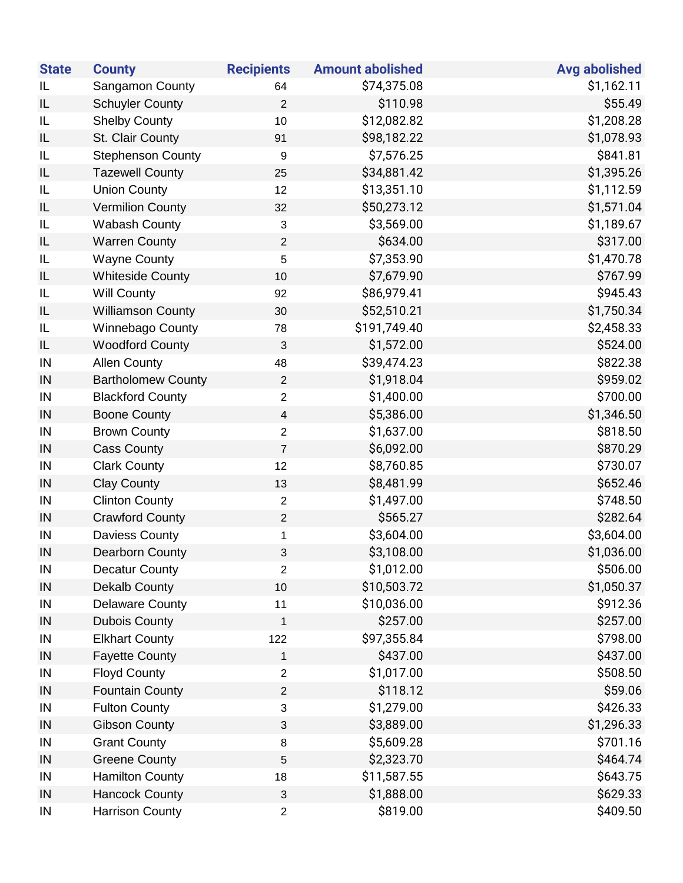| State | County | Recipients | Amount abolished | Avg abolished |
|---|---|---|---|---|
| IL | Sangamon County | 64 | $74,375.08 | $1,162.11 |
| IL | Schuyler County | 2 | $110.98 | $55.49 |
| IL | Shelby County | 10 | $12,082.82 | $1,208.28 |
| IL | St. Clair County | 91 | $98,182.22 | $1,078.93 |
| IL | Stephenson County | 9 | $7,576.25 | $841.81 |
| IL | Tazewell County | 25 | $34,881.42 | $1,395.26 |
| IL | Union County | 12 | $13,351.10 | $1,112.59 |
| IL | Vermilion County | 32 | $50,273.12 | $1,571.04 |
| IL | Wabash County | 3 | $3,569.00 | $1,189.67 |
| IL | Warren County | 2 | $634.00 | $317.00 |
| IL | Wayne County | 5 | $7,353.90 | $1,470.78 |
| IL | Whiteside County | 10 | $7,679.90 | $767.99 |
| IL | Will County | 92 | $86,979.41 | $945.43 |
| IL | Williamson County | 30 | $52,510.21 | $1,750.34 |
| IL | Winnebago County | 78 | $191,749.40 | $2,458.33 |
| IL | Woodford County | 3 | $1,572.00 | $524.00 |
| IN | Allen County | 48 | $39,474.23 | $822.38 |
| IN | Bartholomew County | 2 | $1,918.04 | $959.02 |
| IN | Blackford County | 2 | $1,400.00 | $700.00 |
| IN | Boone County | 4 | $5,386.00 | $1,346.50 |
| IN | Brown County | 2 | $1,637.00 | $818.50 |
| IN | Cass County | 7 | $6,092.00 | $870.29 |
| IN | Clark County | 12 | $8,760.85 | $730.07 |
| IN | Clay County | 13 | $8,481.99 | $652.46 |
| IN | Clinton County | 2 | $1,497.00 | $748.50 |
| IN | Crawford County | 2 | $565.27 | $282.64 |
| IN | Daviess County | 1 | $3,604.00 | $3,604.00 |
| IN | Dearborn County | 3 | $3,108.00 | $1,036.00 |
| IN | Decatur County | 2 | $1,012.00 | $506.00 |
| IN | Dekalb County | 10 | $10,503.72 | $1,050.37 |
| IN | Delaware County | 11 | $10,036.00 | $912.36 |
| IN | Dubois County | 1 | $257.00 | $257.00 |
| IN | Elkhart County | 122 | $97,355.84 | $798.00 |
| IN | Fayette County | 1 | $437.00 | $437.00 |
| IN | Floyd County | 2 | $1,017.00 | $508.50 |
| IN | Fountain County | 2 | $118.12 | $59.06 |
| IN | Fulton County | 3 | $1,279.00 | $426.33 |
| IN | Gibson County | 3 | $3,889.00 | $1,296.33 |
| IN | Grant County | 8 | $5,609.28 | $701.16 |
| IN | Greene County | 5 | $2,323.70 | $464.74 |
| IN | Hamilton County | 18 | $11,587.55 | $643.75 |
| IN | Hancock County | 3 | $1,888.00 | $629.33 |
| IN | Harrison County | 2 | $819.00 | $409.50 |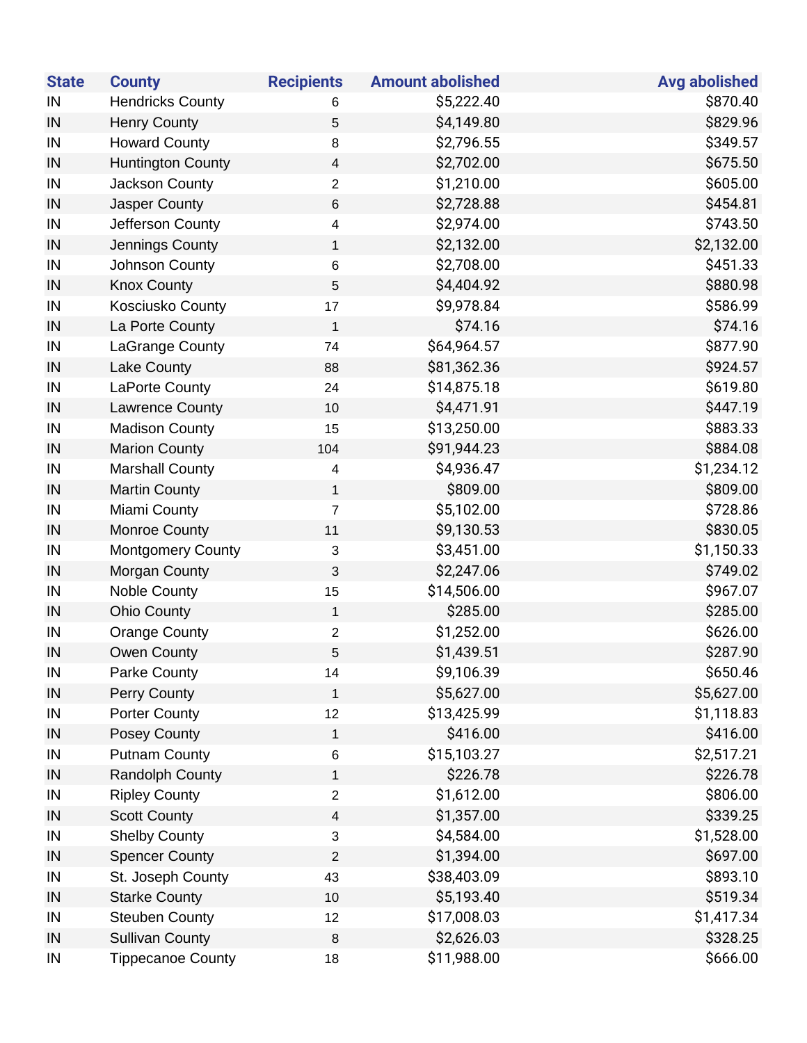| State | County | Recipients | Amount abolished | Avg abolished |
|---|---|---|---|---|
| IN | Hendricks County | 6 | $5,222.40 | $870.40 |
| IN | Henry County | 5 | $4,149.80 | $829.96 |
| IN | Howard County | 8 | $2,796.55 | $349.57 |
| IN | Huntington County | 4 | $2,702.00 | $675.50 |
| IN | Jackson County | 2 | $1,210.00 | $605.00 |
| IN | Jasper County | 6 | $2,728.88 | $454.81 |
| IN | Jefferson County | 4 | $2,974.00 | $743.50 |
| IN | Jennings County | 1 | $2,132.00 | $2,132.00 |
| IN | Johnson County | 6 | $2,708.00 | $451.33 |
| IN | Knox County | 5 | $4,404.92 | $880.98 |
| IN | Kosciusko County | 17 | $9,978.84 | $586.99 |
| IN | La Porte County | 1 | $74.16 | $74.16 |
| IN | LaGrange County | 74 | $64,964.57 | $877.90 |
| IN | Lake County | 88 | $81,362.36 | $924.57 |
| IN | LaPorte County | 24 | $14,875.18 | $619.80 |
| IN | Lawrence County | 10 | $4,471.91 | $447.19 |
| IN | Madison County | 15 | $13,250.00 | $883.33 |
| IN | Marion County | 104 | $91,944.23 | $884.08 |
| IN | Marshall County | 4 | $4,936.47 | $1,234.12 |
| IN | Martin County | 1 | $809.00 | $809.00 |
| IN | Miami County | 7 | $5,102.00 | $728.86 |
| IN | Monroe County | 11 | $9,130.53 | $830.05 |
| IN | Montgomery County | 3 | $3,451.00 | $1,150.33 |
| IN | Morgan County | 3 | $2,247.06 | $749.02 |
| IN | Noble County | 15 | $14,506.00 | $967.07 |
| IN | Ohio County | 1 | $285.00 | $285.00 |
| IN | Orange County | 2 | $1,252.00 | $626.00 |
| IN | Owen County | 5 | $1,439.51 | $287.90 |
| IN | Parke County | 14 | $9,106.39 | $650.46 |
| IN | Perry County | 1 | $5,627.00 | $5,627.00 |
| IN | Porter County | 12 | $13,425.99 | $1,118.83 |
| IN | Posey County | 1 | $416.00 | $416.00 |
| IN | Putnam County | 6 | $15,103.27 | $2,517.21 |
| IN | Randolph County | 1 | $226.78 | $226.78 |
| IN | Ripley County | 2 | $1,612.00 | $806.00 |
| IN | Scott County | 4 | $1,357.00 | $339.25 |
| IN | Shelby County | 3 | $4,584.00 | $1,528.00 |
| IN | Spencer County | 2 | $1,394.00 | $697.00 |
| IN | St. Joseph County | 43 | $38,403.09 | $893.10 |
| IN | Starke County | 10 | $5,193.40 | $519.34 |
| IN | Steuben County | 12 | $17,008.03 | $1,417.34 |
| IN | Sullivan County | 8 | $2,626.03 | $328.25 |
| IN | Tippecanoe County | 18 | $11,988.00 | $666.00 |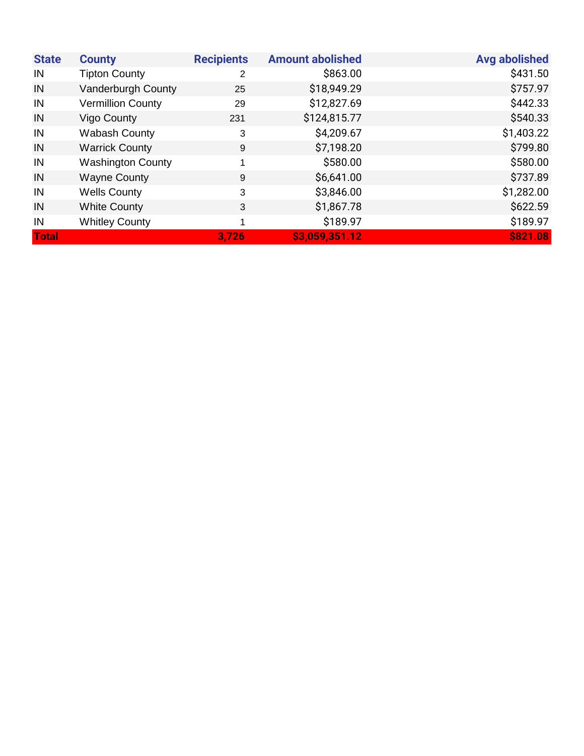| State | County | Recipients | Amount abolished | Avg abolished |
|---|---|---|---|---|
| IN | Tipton County | 2 | $863.00 | $431.50 |
| IN | Vanderburgh County | 25 | $18,949.29 | $757.97 |
| IN | Vermillion County | 29 | $12,827.69 | $442.33 |
| IN | Vigo County | 231 | $124,815.77 | $540.33 |
| IN | Wabash County | 3 | $4,209.67 | $1,403.22 |
| IN | Warrick County | 9 | $7,198.20 | $799.80 |
| IN | Washington County | 1 | $580.00 | $580.00 |
| IN | Wayne County | 9 | $6,641.00 | $737.89 |
| IN | Wells County | 3 | $3,846.00 | $1,282.00 |
| IN | White County | 3 | $1,867.78 | $622.59 |
| IN | Whitley County | 1 | $189.97 | $189.97 |
| **Total** | | **3,726** | **$3,059,351.12** | **$821.08** |